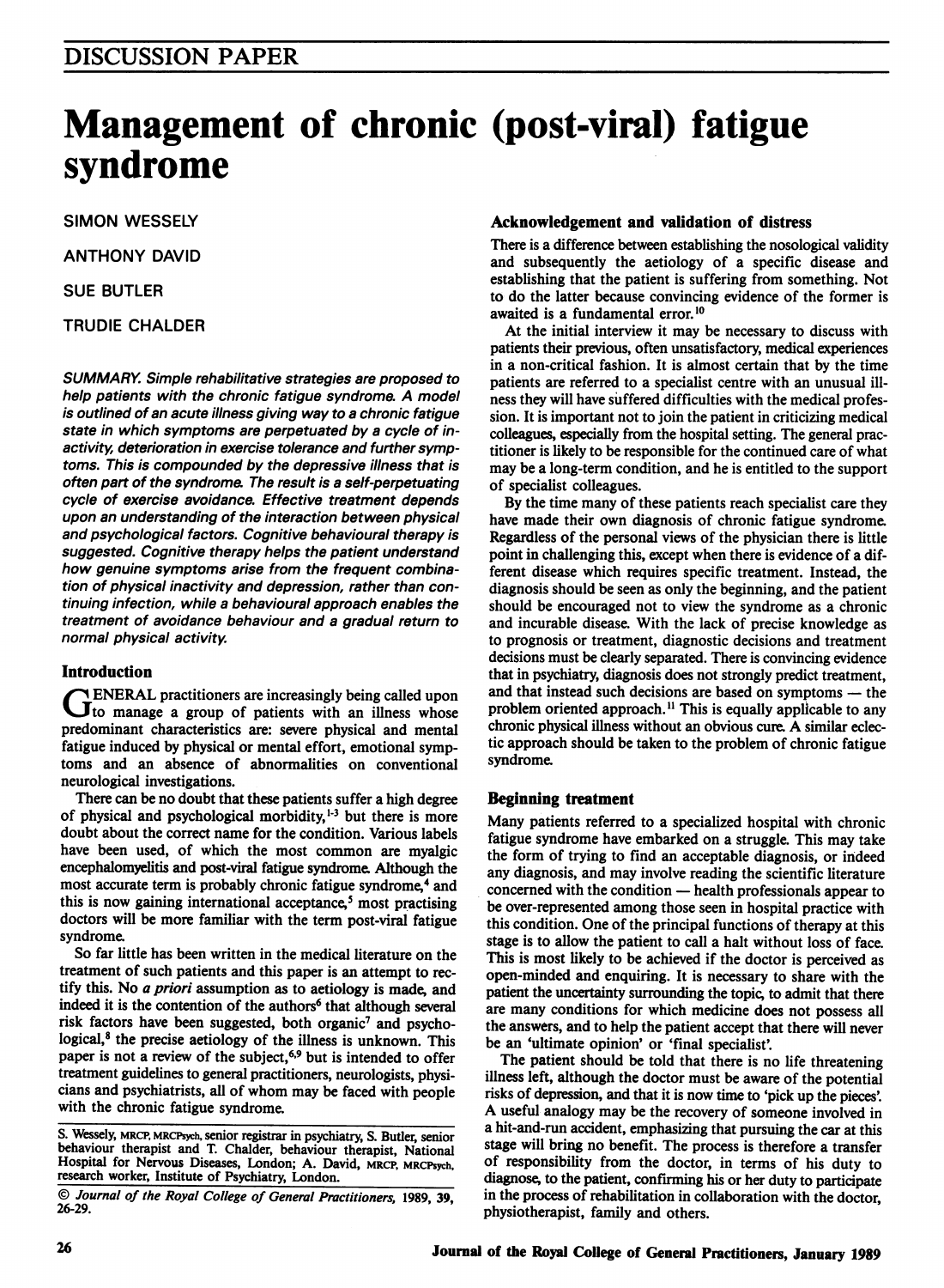DISCUSSION PAPER

# Management of chronic (post-viral) fatigue syndrome

SIMON WESSELY

ANTHONY DAVID

SUE BUTLER

TRUDIE CHALDER

*SUMMARY. Simple rehabilitative strategies are proposed to help patients with the chronic fatigue syndrome. A model is outlined of an acute illness giving way to a chronic fatigue state in which symptoms are perpetuated by a cycle of inactivity, deterioration in exercise tolerance and further symptoms. This is compounded by the depressive illness that is often part of the syndrome. The result is a self-perpetuating cycle of exercise avoidance. Effective treatment depends upon an understanding of the interaction between physical and psychological factors. Cognitive behavioural therapy is suggested. Cognitive therapy helps the patient understand how genuine symptoms arise from the frequent combination of physical inactivity and depression, rather than continuing infection, while a behavioural approach enables the treatment of avoidance behaviour and a gradual return to normal physical activity.*

## Introduction

GENERAL practitioners are increasingly being called upon to manage a group of patients with an illness whose predominant characteristics are: severe physical and mental fatigue induced by physical or mental effort, emotional symptoms and an absence of abnormalities on conventional neurological investigations.

There can be no doubt that these patients suffer a high degree of physical and psychological morbidity,[1-3] but there is more doubt about the correct name for the condition. Various labels have been used, of which the most common are myalgic encephalomyelitis and post-viral fatigue syndrome. Although the most accurate term is probably chronic fatigue syndrome,[4] and this is now gaining international acceptance,[5] most practising doctors will be more familiar with the term post-viral fatigue syndrome.

So far little has been written in the medical literature on the treatment of such patients and this paper is an attempt to rectify this. No *a priori* assumption as to aetiology is made, and indeed it is the contention of the authors[6] that although several risk factors have been suggested, both organic[7] and psychological,[8] the precise aetiology of the illness is unknown. This paper is not a review of the subject,[6,9] but is intended to offer treatment guidelines to general practitioners, neurologists, physicians and psychiatrists, all of whom may be faced with people with the chronic fatigue syndrome.

S. Wessely, MRCP, MRCPsych, senior registrar in psychiatry, S. Butler, senior behaviour therapist and T. Chalder, behaviour therapist, National Hospital for Nervous Diseases, London; A. David, MRCP, MRCPsych, research worker, Institute of Psychiatry, London.

© *Journal of the Royal College of General Practitioners*, 1989, 39, 26-29.

## Acknowledgement and validation of distress

There is a difference between establishing the nosological validity and subsequently the aetiology of a specific disease and establishing that the patient is suffering from something. Not to do the latter because convincing evidence of the former is awaited is a fundamental error.[10]

At the initial interview it may be necessary to discuss with patients their previous, often unsatisfactory, medical experiences in a non-critical fashion. It is almost certain that by the time patients are referred to a specialist centre with an unusual illness they will have suffered difficulties with the medical profession. It is important not to join the patient in criticizing medical colleagues, especially from the hospital setting. The general practitioner is likely to be responsible for the continued care of what may be a long-term condition, and he is entitled to the support of specialist colleagues.

By the time many of these patients reach specialist care they have made their own diagnosis of chronic fatigue syndrome. Regardless of the personal views of the physician there is little point in challenging this, except when there is evidence of a different disease which requires specific treatment. Instead, the diagnosis should be seen as only the beginning, and the patient should be encouraged not to view the syndrome as a chronic and incurable disease. With the lack of precise knowledge as to prognosis or treatment, diagnostic decisions and treatment decisions must be clearly separated. There is convincing evidence that in psychiatry, diagnosis does not strongly predict treatment, and that instead such decisions are based on symptoms — the problem oriented approach.[11] This is equally applicable to any chronic physical illness without an obvious cure. A similar eclectic approach should be taken to the problem of chronic fatigue syndrome.

## Beginning treatment

Many patients referred to a specialized hospital with chronic fatigue syndrome have embarked on a struggle. This may take the form of trying to find an acceptable diagnosis, or indeed any diagnosis, and may involve reading the scientific literature concerned with the condition — health professionals appear to be over-represented among those seen in hospital practice with this condition. One of the principal functions of therapy at this stage is to allow the patient to call a halt without loss of face. This is most likely to be achieved if the doctor is perceived as open-minded and enquiring. It is necessary to share with the patient the uncertainty surrounding the topic, to admit that there are many conditions for which medicine does not possess all the answers, and to help the patient accept that there will never be an 'ultimate opinion' or 'final specialist'.

The patient should be told that there is no life threatening illness left, although the doctor must be aware of the potential risks of depression, and that it is now time to 'pick up the pieces'. A useful analogy may be the recovery of someone involved in a hit-and-run accident, emphasizing that pursuing the car at this stage will bring no benefit. The process is therefore a transfer of responsibility from the doctor, in terms of his duty to diagnose, to the patient, confirming his or her duty to participate in the process of rehabilitation in collaboration with the doctor, physiotherapist, family and others.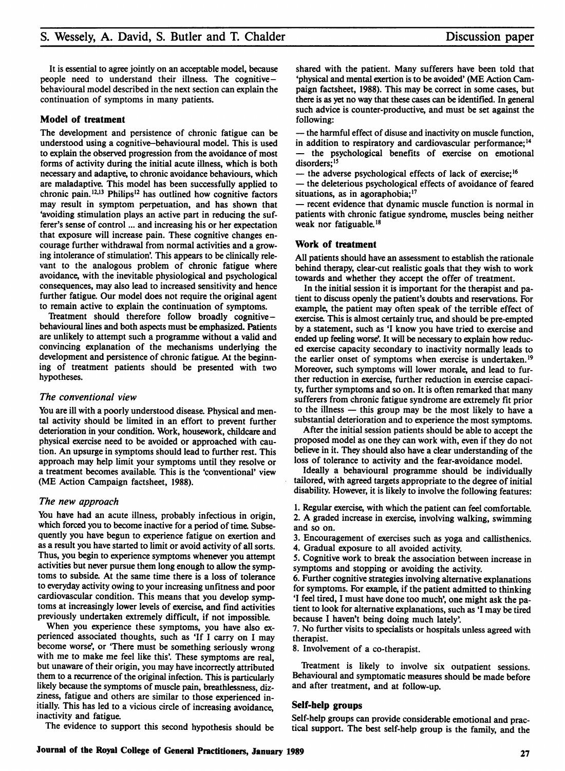It is essential to agree jointly on an acceptable model, because people need to understand their illness. The cognitive–behavioural model described in the next section can explain the continuation of symptoms in many patients.

### Model of treatment

The development and persistence of chronic fatigue can be understood using a cognitive–behavioural model. This is used to explain the observed progression from the avoidance of most forms of activity during the initial acute illness, which is both necessary and adaptive, to chronic avoidance behaviours, which are maladaptive. This model has been successfully applied to chronic pain.[12,13] Philips[12] has outlined how cognitive factors may result in symptom perpetuation, and has shown that 'avoiding stimulation plays an active part in reducing the sufferer's sense of control ... and increasing his or her expectation that exposure will increase pain. These cognitive changes encourage further withdrawal from normal activities and a growing intolerance of stimulation'. This appears to be clinically relevant to the analogous problem of chronic fatigue where avoidance, with the inevitable physiological and psychological consequences, may also lead to increased sensitivity and hence further fatigue. Our model does not require the original agent to remain active to explain the continuation of symptoms.

Treatment should therefore follow broadly cognitive–behavioural lines and both aspects must be emphasized. Patients are unlikely to attempt such a programme without a valid and convincing explanation of the mechanisms underlying the development and persistence of chronic fatigue. At the beginning of treatment patients should be presented with two hypotheses.

#### *The conventional view*

You are ill with a poorly understood disease. Physical and mental activity should be limited in an effort to prevent further deterioration in your condition. Work, housework, childcare and physical exercise need to be avoided or approached with caution. An upsurge in symptoms should lead to further rest. This approach may help limit your symptoms until they resolve or a treatment becomes available. This is the 'conventional' view (ME Action Campaign factsheet, 1988).

#### *The new approach*

You have had an acute illness, probably infectious in origin, which forced you to become inactive for a period of time. Subsequently you have begun to experience fatigue on exertion and as a result you have started to limit or avoid activity of all sorts. Thus, you begin to experience symptoms whenever you attempt activities but never pursue them long enough to allow the symptoms to subside. At the same time there is a loss of tolerance to everyday activity owing to your increasing unfitness and poor cardiovascular condition. This means that you develop symptoms at increasingly lower levels of exercise, and find activities previously undertaken extremely difficult, if not impossible.

When you experience these symptoms, you have also experienced associated thoughts, such as 'If I carry on I may become worse', or 'There must be something seriously wrong with me to make me feel like this'. These symptoms are real, but unaware of their origin, you may have incorrectly attributed them to a recurrence of the original infection. This is particularly likely because the symptoms of muscle pain, breathlessness, dizziness, fatigue and others are similar to those experienced initially. This has led to a vicious circle of increasing avoidance, inactivity and fatigue.

The evidence to support this second hypothesis should be shared with the patient. Many sufferers have been told that 'physical and mental exertion is to be avoided' (ME Action Campaign factsheet, 1988). This may be correct in some cases, but there is as yet no way that these cases can be identified. In general such advice is counter-productive, and must be set against the following:

— the harmful effect of disuse and inactivity on muscle function, in addition to respiratory and cardiovascular performance;[14]
— the psychological benefits of exercise on emotional disorders;[15]
— the adverse psychological effects of lack of exercise;[16]
— the deleterious psychological effects of avoidance of feared situations, as in agoraphobia;[17]
— recent evidence that dynamic muscle function is normal in patients with chronic fatigue syndrome, muscles being neither weak nor fatiguable.[18]

### Work of treatment

All patients should have an assessment to establish the rationale behind therapy, clear-cut realistic goals that they wish to work towards and whether they accept the offer of treatment.

In the initial session it is important for the therapist and patient to discuss openly the patient's doubts and reservations. For example, the patient may often speak of the terrible effect of exercise. This is almost certainly true, and should be pre-empted by a statement, such as 'I know you have tried to exercise and ended up feeling worse'. It will be necessary to explain how reduced exercise capacity secondary to inactivity normally leads to the earlier onset of symptoms when exercise is undertaken.[19] Moreover, such symptoms will lower morale, and lead to further reduction in exercise, further reduction in exercise capacity, further symptoms and so on. It is often remarked that many sufferers from chronic fatigue syndrome are extremely fit prior to the illness — this group may be the most likely to have a substantial deterioration and to experience the most symptoms.

After the initial session patients should be able to accept the proposed model as one they can work with, even if they do not believe in it. They should also have a clear understanding of the loss of tolerance to activity and the fear-avoidance model.

Ideally a behavioural programme should be individually tailored, with agreed targets appropriate to the degree of initial disability. However, it is likely to involve the following features:

1. Regular exercise, with which the patient can feel comfortable.
2. A graded increase in exercise, involving walking, swimming and so on.
3. Encouragement of exercises such as yoga and callisthenics.
4. Gradual exposure to all avoided activity.
5. Cognitive work to break the association between increase in symptoms and stopping or avoiding the activity.
6. Further cognitive strategies involving alternative explanations for symptoms. For example, if the patient admitted to thinking 'I feel tired, I must have done too much', one might ask the patient to look for alternative explanations, such as 'I may be tired because I haven't being doing much lately'.
7. No further visits to specialists or hospitals unless agreed with therapist.
8. Involvement of a co-therapist.

Treatment is likely to involve six outpatient sessions. Behavioural and symptomatic measures should be made before and after treatment, and at follow-up.

### Self-help groups

Self-help groups can provide considerable emotional and practical support. The best self-help group is the family, and the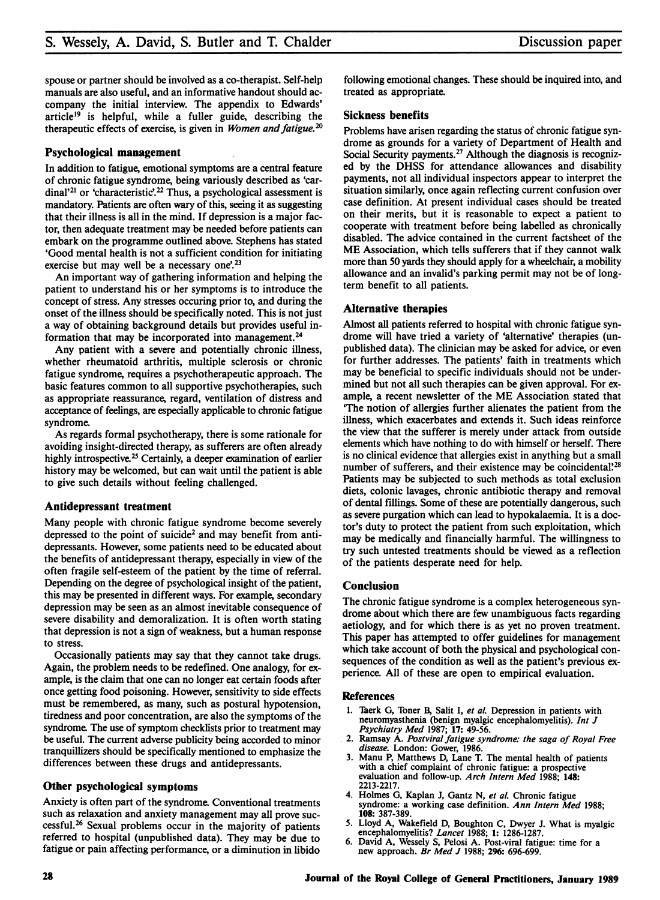spouse or partner should be involved as a co-therapist. Self-help manuals are also useful, and an informative handout should accompany the initial interview. The appendix to Edwards' article[19] is helpful, while a fuller guide, describing the therapeutic effects of exercise, is given in *Women and fatigue.*[20]

### Psychological management

In addition to fatigue, emotional symptoms are a central feature of chronic fatigue syndrome, being variously described as 'cardinal'[21] or 'characteristic'.[22] Thus, a psychological assessment is mandatory. Patients are often wary of this, seeing it as suggesting that their illness is all in the mind. If depression is a major factor, then adequate treatment may be needed before patients can embark on the programme outlined above. Stephens has stated 'Good mental health is not a sufficient condition for initiating exercise but may well be a necessary one'.[23]

An important way of gathering information and helping the patient to understand his or her symptoms is to introduce the concept of stress. Any stresses occuring prior to, and during the onset of the illness should be specifically noted. This is not just a way of obtaining background details but provides useful information that may be incorporated into management.[24]

Any patient with a severe and potentially chronic illness, whether rheumatoid arthritis, multiple sclerosis or chronic fatigue syndrome, requires a psychotherapeutic approach. The basic features common to all supportive psychotherapies, such as appropriate reassurance, regard, ventilation of distress and acceptance of feelings, are especially applicable to chronic fatigue syndrome.

As regards formal psychotherapy, there is some rationale for avoiding insight-directed therapy, as sufferers are often already highly introspective.[25] Certainly, a deeper examination of earlier history may be welcomed, but can wait until the patient is able to give such details without feeling challenged.

### Antidepressant treatment

Many people with chronic fatigue syndrome become severely depressed to the point of suicide[2] and may benefit from antidepressants. However, some patients need to be educated about the benefits of antidepressant therapy, especially in view of the often fragile self-esteem of the patient by the time of referral. Depending on the degree of psychological insight of the patient, this may be presented in different ways. For example, secondary depression may be seen as an almost inevitable consequence of severe disability and demoralization. It is often worth stating that depression is not a sign of weakness, but a human response to stress.

Occasionally patients may say that they cannot take drugs. Again, the problem needs to be redefined. One analogy, for example, is the claim that one can no longer eat certain foods after once getting food poisoning. However, sensitivity to side effects must be remembered, as many, such as postural hypotension, tiredness and poor concentration, are also the symptoms of the syndrome. The use of symptom checklists prior to treatment may be useful. The current adverse publicity being accorded to minor tranquillizers should be specifically mentioned to emphasize the differences between these drugs and antidepressants.

### Other psychological symptoms

Anxiety is often part of the syndrome. Conventional treatments such as relaxation and anxiety management may all prove successful.[26] Sexual problems occur in the majority of patients referred to hospital (unpublished data). They may be due to fatigue or pain affecting performance, or a diminution in libido following emotional changes. These should be inquired into, and treated as appropriate.

### Sickness benefits

Problems have arisen regarding the status of chronic fatigue syndrome as grounds for a variety of Department of Health and Social Security payments.[27] Although the diagnosis is recognized by the DHSS for attendance allowances and disability payments, not all individual inspectors appear to interpret the situation similarly, once again reflecting current confusion over case definition. At present individual cases should be treated on their merits, but it is reasonable to expect a patient to cooperate with treatment before being labelled as chronically disabled. The advice contained in the current factsheet of the ME Association, which tells sufferers that if they cannot walk more than 50 yards they should apply for a wheelchair, a mobility allowance and an invalid's parking permit may not be of long-term benefit to all patients.

### Alternative therapies

Almost all patients referred to hospital with chronic fatigue syndrome will have tried a variety of 'alternative' therapies (unpublished data). The clinician may be asked for advice, or even for further addresses. The patients' faith in treatments which may be beneficial to specific individuals should not be undermined but not all such therapies can be given approval. For example, a recent newsletter of the ME Association stated that 'The notion of allergies further alienates the patient from the illness, which exacerbates and extends it. Such ideas reinforce the view that the sufferer is merely under attack from outside elements which have nothing to do with himself or herself. There is no clinical evidence that allergies exist in anything but a small number of sufferers, and their existence may be coincidental'.[28] Patients may be subjected to such methods as total exclusion diets, colonic lavages, chronic antibiotic therapy and removal of dental fillings. Some of these are potentially dangerous, such as severe purgation which can lead to hypokalaemia. It is a doctor's duty to protect the patient from such exploitation, which may be medically and financially harmful. The willingness to try such untested treatments should be viewed as a reflection of the patients desperate need for help.

### Conclusion

The chronic fatigue syndrome is a complex heterogeneous syndrome about which there are few unambiguous facts regarding aetiology, and for which there is as yet no proven treatment. This paper has attempted to offer guidelines for management which take account of both the physical and psychological consequences of the condition as well as the patient's previous experience. All of these are open to empirical evaluation.

### References

1. Taerk G, Toner B, Salit I, *et al.* Depression in patients with neuromyasthenia (benign myalgic encephalomyelitis). *Int J Psychiatry Med* 1987; **17:** 49-56.
2. Ramsay A. *Postviral fatigue syndrome: the saga of Royal Free disease.* London: Gower, 1986.
3. Manu P, Matthews D, Lane T. The mental health of patients with a chief complaint of chronic fatigue: a prospective evaluation and follow-up. *Arch Intern Med* 1988; **148:** 2213-2217.
4. Holmes G, Kaplan J, Gantz N, *et al.* Chronic fatigue syndrome: a working case definition. *Ann Intern Med* 1988; **108:** 387-389.
5. Lloyd A, Wakefield D, Boughton C, Dwyer J. What is myalgic encephalomyelitis? *Lancet* 1988; **1:** 1286-1287.
6. David A, Wessely S, Pelosi A. Post-viral fatigue: time for a new approach. *Br Med J* 1988; **296:** 696-699.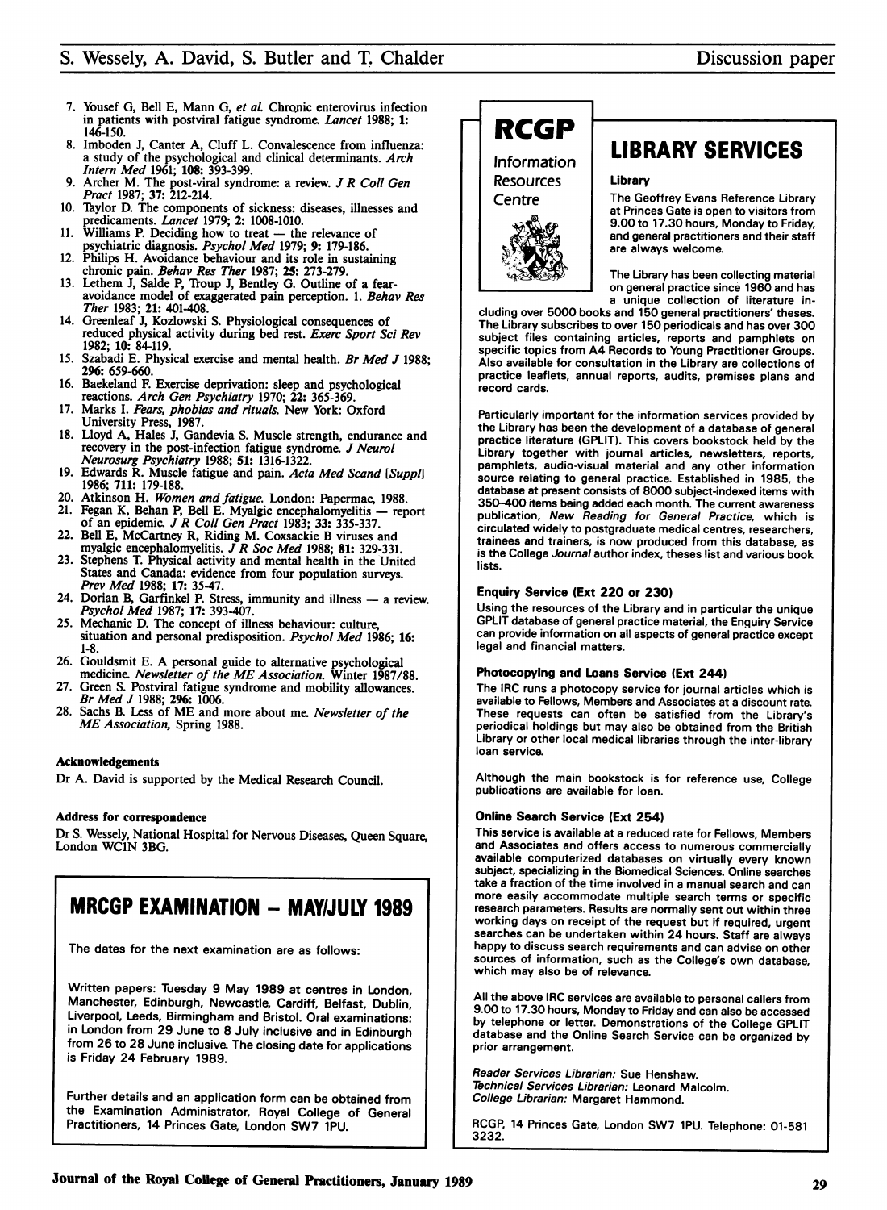7. Yousef G, Bell E, Mann G, *et al.* Chronic enterovirus infection in patients with postviral fatigue syndrome. *Lancet* 1988; **1:** 146-150.
8. Imboden J, Canter A, Cluff L. Convalescence from influenza: a study of the psychological and clinical determinants. *Arch Intern Med* 1961; **108:** 393-399.
9. Archer M. The post-viral syndrome: a review. *J R Coll Gen Pract* 1987; **37:** 212-214.
10. Taylor D. The components of sickness: diseases, illnesses and predicaments. *Lancet* 1979; **2:** 1008-1010.
11. Williams P. Deciding how to treat — the relevance of psychiatric diagnosis. *Psychol Med* 1979; **9:** 179-186.
12. Philips H. Avoidance behaviour and its role in sustaining chronic pain. *Behav Res Ther* 1987; **25:** 273-279.
13. Lethem J, Salde P, Troup J, Bentley G. Outline of a fear-avoidance model of exaggerated pain perception. 1. *Behav Res Ther* 1983; **21:** 401-408.
14. Greenleaf J, Kozlowski S. Physiological consequences of reduced physical activity during bed rest. *Exerc Sport Sci Rev* 1982; **10:** 84-119.
15. Szabadi E. Physical exercise and mental health. *Br Med J* 1988; **296:** 659-660.
16. Baekeland F. Exercise deprivation: sleep and psychological reactions. *Arch Gen Psychiatry* 1970; **22:** 365-369.
17. Marks I. *Fears, phobias and rituals.* New York: Oxford University Press, 1987.
18. Lloyd A, Hales J, Gandevia S. Muscle strength, endurance and recovery in the post-infection fatigue syndrome. *J Neurol Neurosurg Psychiatry* 1988; **51:** 1316-1322.
19. Edwards R. Muscle fatigue and pain. *Acta Med Scand [Suppl]* 1986; **711:** 179-188.
20. Atkinson H. *Women and fatigue.* London: Papermac, 1988.
21. Fegan K, Behan P, Bell E. Myalgic encephalomyelitis — report of an epidemic. *J R Coll Gen Pract* 1983; **33:** 335-337.
22. Bell E, McCartney R, Riding M. Coxsackie B viruses and myalgic encephalomyelitis. *J R Soc Med* 1988; **81:** 329-331.
23. Stephens T. Physical activity and mental health in the United States and Canada: evidence from four population surveys. *Prev Med* 1988; **17:** 35-47.
24. Dorian B, Garfinkel P. Stress, immunity and illness — a review. *Psychol Med* 1987; **17:** 393-407.
25. Mechanic D. The concept of illness behaviour: culture, situation and personal predisposition. *Psychol Med* 1986; **16:** 1-8.
26. Gouldsmit E. A personal guide to alternative psychological medicine. *Newsletter of the ME Association.* Winter 1987/88.
27. Green S. Postviral fatigue syndrome and mobility allowances. *Br Med J* 1988; **296:** 1006.
28. Sachs B. Less of ME and more about me. *Newsletter of the ME Association,* Spring 1988.

### Acknowledgements

Dr A. David is supported by the Medical Research Council.

### Address for correspondence

Dr S. Wessely, National Hospital for Nervous Diseases, Queen Square, London WC1N 3BG.

## MRCGP EXAMINATION – MAY/JULY 1989

The dates for the next examination are as follows:

Written papers: Tuesday 9 May 1989 at centres in London, Manchester, Edinburgh, Newcastle, Cardiff, Belfast, Dublin, Liverpool, Leeds, Birmingham and Bristol. Oral examinations: in London from 29 June to 8 July inclusive and in Edinburgh from 26 to 28 June inclusive. The closing date for applications is Friday 24 February 1989.

Further details and an application form can be obtained from the Examination Administrator, Royal College of General Practitioners, 14 Princes Gate, London SW7 1PU.

**RCGP**

Information Resources Centre

## LIBRARY SERVICES

### Library

The Geoffrey Evans Reference Library at Princes Gate is open to visitors from 9.00 to 17.30 hours, Monday to Friday, and general practitioners and their staff are always welcome.

The Library has been collecting material on general practice since 1960 and has a unique collection of literature including over 5000 books and 150 general practitioners' theses. The Library subscribes to over 150 periodicals and has over 300 subject files containing articles, reports and pamphlets on specific topics from A4 Records to Young Practitioner Groups. Also available for consultation in the Library are collections of practice leaflets, annual reports, audits, premises plans and record cards.

Particularly important for the information services provided by the Library has been the development of a database of general practice literature (GPLIT). This covers bookstock held by the Library together with journal articles, newsletters, reports, pamphlets, audio-visual material and any other information source relating to general practice. Established in 1985, the database at present consists of 8000 subject-indexed items with 350–400 items being added each month. The current awareness publication, *New Reading for General Practice,* which is circulated widely to postgraduate medical centres, researchers, trainees and trainers, is now produced from this database, as is the College *Journal* author index, theses list and various book lists.

### Enquiry Service (Ext 220 or 230)

Using the resources of the Library and in particular the unique GPLIT database of general practice material, the Enquiry Service can provide information on all aspects of general practice except legal and financial matters.

### Photocopying and Loans Service (Ext 244)

The IRC runs a photocopy service for journal articles which is available to Fellows, Members and Associates at a discount rate. These requests can often be satisfied from the Library's periodical holdings but may also be obtained from the British Library or other local medical libraries through the inter-library loan service.

Although the main bookstock is for reference use, College publications are available for loan.

### Online Search Service (Ext 254)

This service is available at a reduced rate for Fellows, Members and Associates and offers access to numerous commercially available computerized databases on virtually every known subject, specializing in the Biomedical Sciences. Online searches take a fraction of the time involved in a manual search and can more easily accommodate multiple search terms or specific research parameters. Results are normally sent out within three working days on receipt of the request but if required, urgent searches can be undertaken within 24 hours. Staff are always happy to discuss search requirements and can advise on other sources of information, such as the College's own database, which may also be of relevance.

All the above IRC services are available to personal callers from 9.00 to 17.30 hours, Monday to Friday and can also be accessed by telephone or letter. Demonstrations of the College GPLIT database and the Online Search Service can be organized by prior arrangement.

*Reader Services Librarian:* Sue Henshaw.
*Technical Services Librarian:* Leonard Malcolm.
*College Librarian:* Margaret Hammond.

RCGP, 14 Princes Gate, London SW7 1PU. Telephone: 01-581 3232.